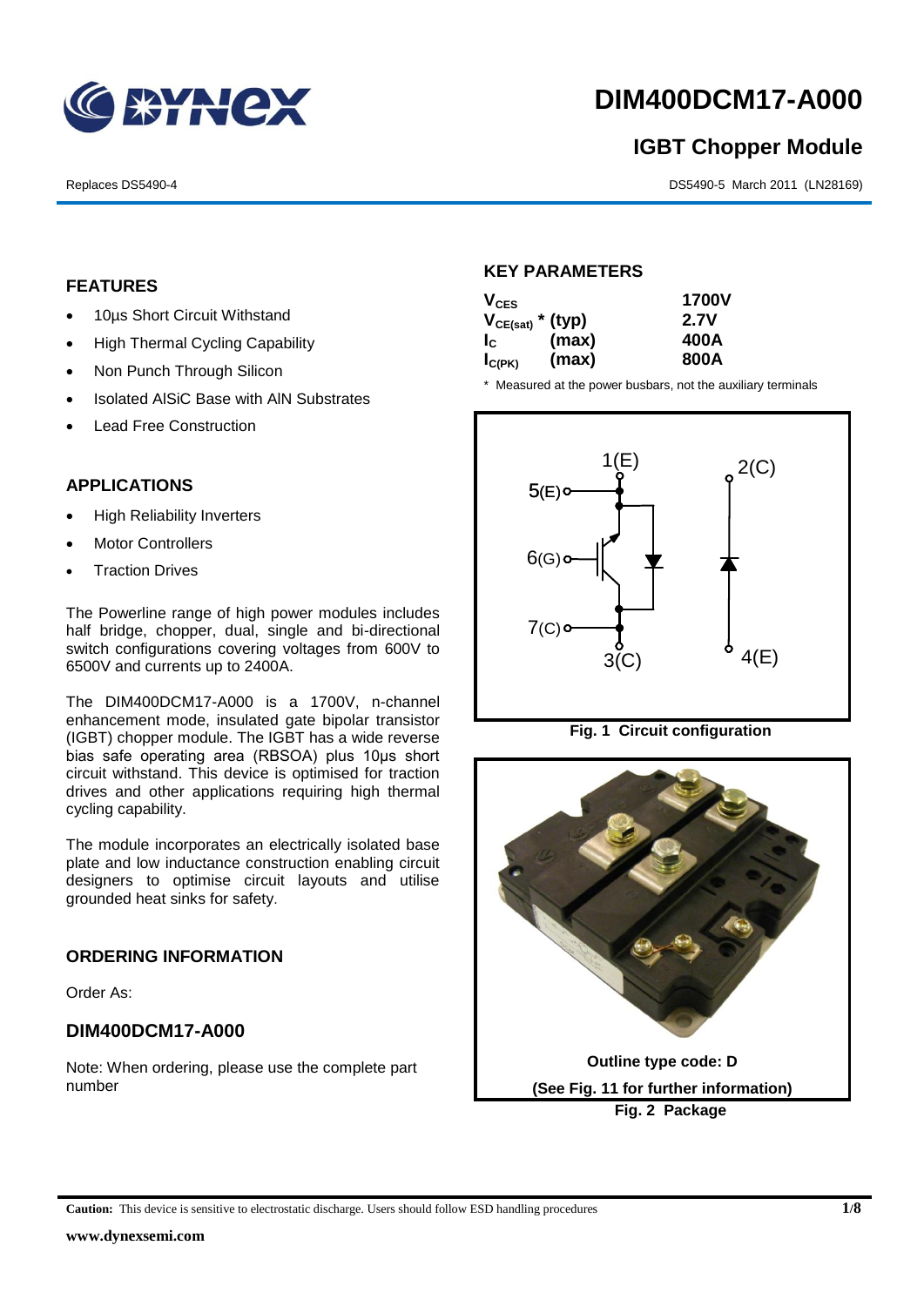# DIM400DCM17-A000

## IGBT Chopper Module

Replaces DS5490-4

DS5490-5 March 2011 (LN28169)

### FEATURES

- 10µs Short Circuit Withstand
- High Thermal Cycling Capability
- Non Punch Through Silicon
- Isolated AlSiC Base with AlN Substrates
- Lead Free Construction

### APPLICATIONS

- High Reliability Inverters
- Motor Controllers
- Traction Drives

The Powerline range of high power modules includes half bridge, chopper, dual, single and bi-directional switch configurations covering voltages from 600V to 6500V and currents up to 2400A.

The DIM400DCM17-A000 is a 1700V, n-channel enhancement mode, insulated gate bipolar transistor (IGBT) chopper module. The IGBT has a wide reverse bias safe operating area (RBSOA) plus 10µs short circuit withstand. This device is optimised for traction drives and other applications requiring high thermal cycling capability.

The module incorporates an electrically isolated base plate and low inductance construction enabling circuit designers to optimise circuit layouts and utilise grounded heat sinks for safety.

### ORDERING INFORMATION

Order As:

### DIM400DCM17-A000

Note: When ordering, please use the complete part number

### KEY PARAMETERS

| | | |
|---|---|---|
| $V_{CES}$ | | 1700V |
| $V_{CE(sat)}$ * | (typ) | 2.7V |
| $I_C$ | (max) | 400A |
| $I_{C(PK)}$ | (max) | 800A |

\* Measured at the power busbars, not the auxiliary terminals

Fig. 1 Circuit configuration

Outline type code: D

(See Fig. 11 for further information)

Fig. 2 Package

**Caution:** This device is sensitive to electrostatic discharge. Users should follow ESD handling procedures

www.dynexsemi.com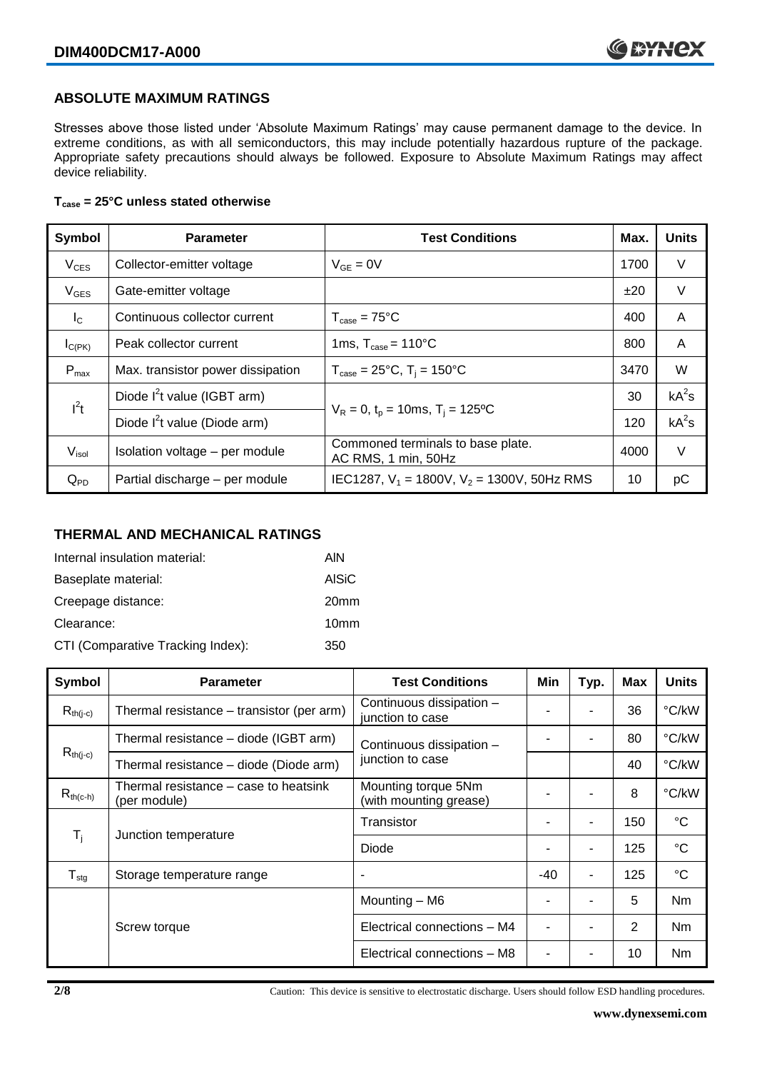## ABSOLUTE MAXIMUM RATINGS

Stresses above those listed under 'Absolute Maximum Ratings' may cause permanent damage to the device. In extreme conditions, as with all semiconductors, this may include potentially hazardous rupture of the package. Appropriate safety precautions should always be followed. Exposure to Absolute Maximum Ratings may affect device reliability.

**$T_{case}$ = 25°C unless stated otherwise**

| Symbol | Parameter | Test Conditions | Max. | Units |
|---|---|---|---|---|
| $V_{CES}$ | Collector-emitter voltage | $V_{GE}$ = 0V | 1700 | V |
| $V_{GES}$ | Gate-emitter voltage | | ±20 | V |
| $I_C$ | Continuous collector current | $T_{case}$ = 75°C | 400 | A |
| $I_{C(PK)}$ | Peak collector current | 1ms, $T_{case}$ = 110°C | 800 | A |
| $P_{max}$ | Max. transistor power dissipation | $T_{case}$ = 25°C, $T_j$ = 150°C | 3470 | W |
| $I^2t$ | Diode $I^2t$ value (IGBT arm) | $V_R$ = 0, $t_p$ = 10ms, $T_j$ = 125ºC | 30 | $kA^2s$ |
| | Diode $I^2t$ value (Diode arm) | | 120 | $kA^2s$ |
| $V_{isol}$ | Isolation voltage – per module | Commoned terminals to base plate. AC RMS, 1 min, 50Hz | 4000 | V |
| $Q_{PD}$ | Partial discharge – per module | IEC1287, $V_1$ = 1800V, $V_2$ = 1300V, 50Hz RMS | 10 | pC |

## THERMAL AND MECHANICAL RATINGS

Internal insulation material: AlN

Baseplate material: AlSiC

Creepage distance: 20mm

Clearance: 10mm

CTI (Comparative Tracking Index): 350

| Symbol | Parameter | Test Conditions | Min | Typ. | Max | Units |
|---|---|---|---|---|---|---|
| $R_{th(j-c)}$ | Thermal resistance – transistor (per arm) | Continuous dissipation – junction to case | - | - | 36 | °C/kW |
| $R_{th(j-c)}$ | Thermal resistance – diode (IGBT arm) | Continuous dissipation – junction to case | - | - | 80 | °C/kW |
| | Thermal resistance – diode (Diode arm) | | | | 40 | °C/kW |
| $R_{th(c-h)}$ | Thermal resistance – case to heatsink (per module) | Mounting torque 5Nm (with mounting grease) | - | - | 8 | °C/kW |
| $T_j$ | Junction temperature | Transistor | - | - | 150 | °C |
| | | Diode | - | - | 125 | °C |
| $T_{stg}$ | Storage temperature range | - | -40 | - | 125 | °C |
| | Screw torque | Mounting – M6 | - | - | 5 | Nm |
| | | Electrical connections – M4 | - | - | 2 | Nm |
| | | Electrical connections – M8 | - | - | 10 | Nm |

Caution: This device is sensitive to electrostatic discharge. Users should follow ESD handling procedures.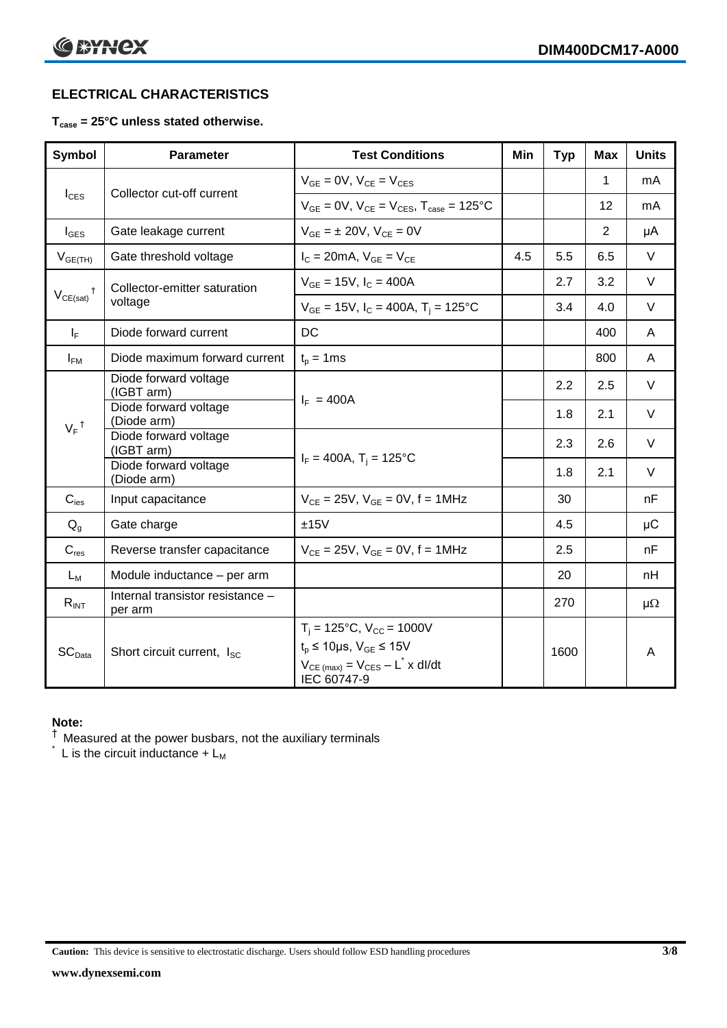## ELECTRICAL CHARACTERISTICS

**$T_{case}$ = 25°C unless stated otherwise.**

| Symbol | Parameter | Test Conditions | Min | Typ | Max | Units |
|---|---|---|---|---|---|---|
| $I_{CES}$ | Collector cut-off current | $V_{GE}$ = 0V, $V_{CE}$ = $V_{CES}$ | | | 1 | mA |
| | | $V_{GE}$ = 0V, $V_{CE}$ = $V_{CES}$, $T_{case}$ = 125°C | | | 12 | mA |
| $I_{GES}$ | Gate leakage current | $V_{GE}$ = ± 20V, $V_{CE}$ = 0V | | | 2 | μA |
| $V_{GE(TH)}$ | Gate threshold voltage | $I_C$ = 20mA, $V_{GE}$ = $V_{CE}$ | 4.5 | 5.5 | 6.5 | V |
| $V_{CE(sat)}$ † | Collector-emitter saturation voltage | $V_{GE}$ = 15V, $I_C$ = 400A | | 2.7 | 3.2 | V |
| | | $V_{GE}$ = 15V, $I_C$ = 400A, $T_j$ = 125°C | | 3.4 | 4.0 | V |
| $I_F$ | Diode forward current | DC | | | 400 | A |
| $I_{FM}$ | Diode maximum forward current | $t_p$ = 1ms | | | 800 | A |
| $V_F$ † | Diode forward voltage (IGBT arm) | $I_F$ = 400A | | 2.2 | 2.5 | V |
| | Diode forward voltage (Diode arm) | | | 1.8 | 2.1 | V |
| | Diode forward voltage (IGBT arm) | $I_F$ = 400A, $T_j$ = 125°C | | 2.3 | 2.6 | V |
| | Diode forward voltage (Diode arm) | | | 1.8 | 2.1 | V |
| $C_{ies}$ | Input capacitance | $V_{CE}$ = 25V, $V_{GE}$ = 0V, f = 1MHz | | 30 | | nF |
| $Q_g$ | Gate charge | ±15V | | 4.5 | | μC |
| $C_{res}$ | Reverse transfer capacitance | $V_{CE}$ = 25V, $V_{GE}$ = 0V, f = 1MHz | | 2.5 | | nF |
| $L_M$ | Module inductance – per arm | | | 20 | | nH |
| $R_{INT}$ | Internal transistor resistance – per arm | | | 270 | | μΩ |
| $SC_{Data}$ | Short circuit current, $I_{SC}$ | $T_j$ = 125°C, $V_{CC}$ = 1000V<br>$t_p$ ≤ 10μs, $V_{GE}$ ≤ 15V<br>$V_{CE\,(max)} = V_{CES} - L^* \times dI/dt$<br>IEC 60747-9 | | 1600 | | A |

**Note:**

† Measured at the power busbars, not the auxiliary terminals

\* L is the circuit inductance + $L_M$

**Caution:** This device is sensitive to electrostatic discharge. Users should follow ESD handling procedures

www.dynexsemi.com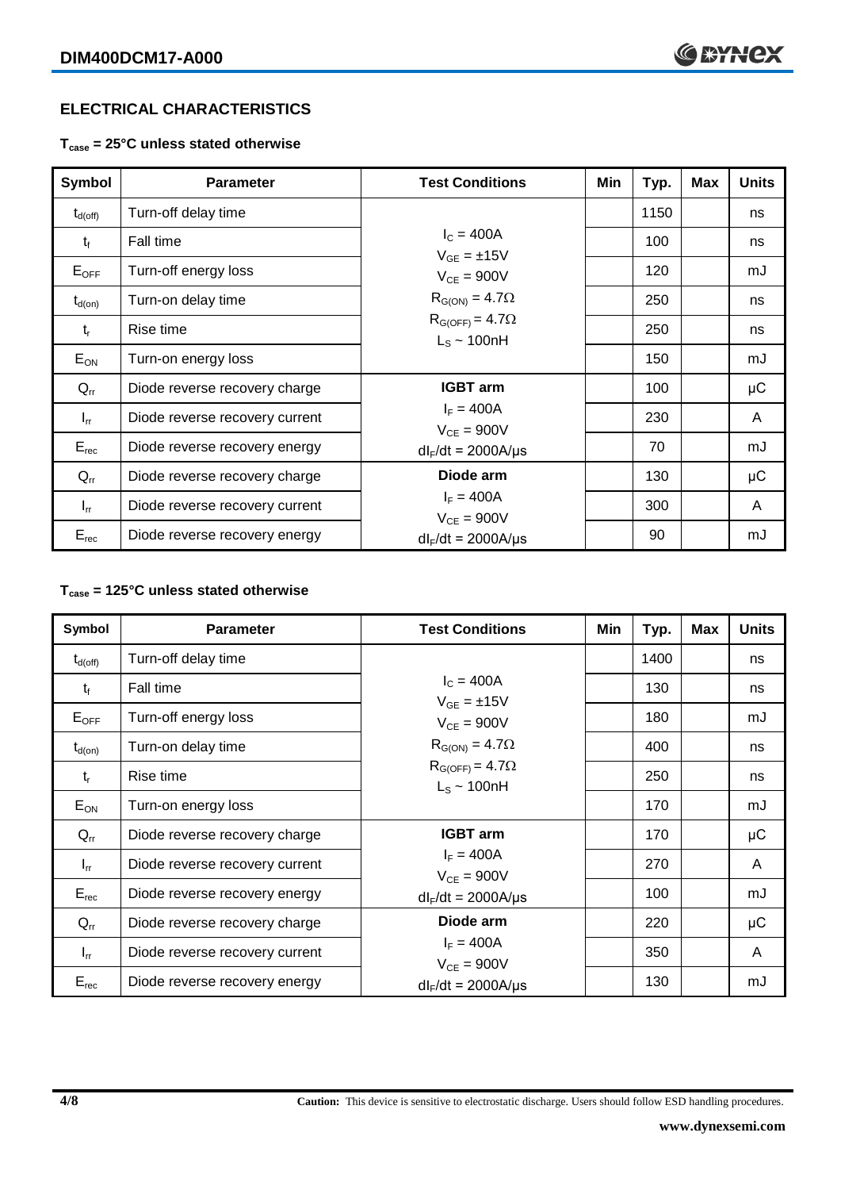## ELECTRICAL CHARACTERISTICS

**$T_{case}$ = 25°C unless stated otherwise**

| Symbol | Parameter | Test Conditions | Min | Typ. | Max | Units |
|---|---|---|---|---|---|---|
| $t_{d(off)}$ | Turn-off delay time | $I_C$ = 400A<br>$V_{GE}$ = ±15V<br>$V_{CE}$ = 900V<br>$R_{G(ON)}$ = 4.7Ω<br>$R_{G(OFF)}$ = 4.7Ω<br>$L_S$ ~ 100nH | | 1150 | | ns |
| $t_f$ | Fall time | | | 100 | | ns |
| $E_{OFF}$ | Turn-off energy loss | | | 120 | | mJ |
| $t_{d(on)}$ | Turn-on delay time | | | 250 | | ns |
| $t_r$ | Rise time | | | 250 | | ns |
| $E_{ON}$ | Turn-on energy loss | | | 150 | | mJ |
| $Q_{rr}$ | Diode reverse recovery charge | **IGBT arm**<br>$I_F$ = 400A<br>$V_{CE}$ = 900V<br>$dI_F/dt$ = 2000A/μs | | 100 | | μC |
| $I_{rr}$ | Diode reverse recovery current | | | 230 | | A |
| $E_{rec}$ | Diode reverse recovery energy | | | 70 | | mJ |
| $Q_{rr}$ | Diode reverse recovery charge | **Diode arm**<br>$I_F$ = 400A<br>$V_{CE}$ = 900V<br>$dI_F/dt$ = 2000A/μs | | 130 | | μC |
| $I_{rr}$ | Diode reverse recovery current | | | 300 | | A |
| $E_{rec}$ | Diode reverse recovery energy | | | 90 | | mJ |

**$T_{case}$ = 125°C unless stated otherwise**

| Symbol | Parameter | Test Conditions | Min | Typ. | Max | Units |
|---|---|---|---|---|---|---|
| $t_{d(off)}$ | Turn-off delay time | $I_C$ = 400A<br>$V_{GE}$ = ±15V<br>$V_{CE}$ = 900V<br>$R_{G(ON)}$ = 4.7Ω<br>$R_{G(OFF)}$ = 4.7Ω<br>$L_S$ ~ 100nH | | 1400 | | ns |
| $t_f$ | Fall time | | | 130 | | ns |
| $E_{OFF}$ | Turn-off energy loss | | | 180 | | mJ |
| $t_{d(on)}$ | Turn-on delay time | | | 400 | | ns |
| $t_r$ | Rise time | | | 250 | | ns |
| $E_{ON}$ | Turn-on energy loss | | | 170 | | mJ |
| $Q_{rr}$ | Diode reverse recovery charge | **IGBT arm**<br>$I_F$ = 400A<br>$V_{CE}$ = 900V<br>$dI_F/dt$ = 2000A/μs | | 170 | | μC |
| $I_{rr}$ | Diode reverse recovery current | | | 270 | | A |
| $E_{rec}$ | Diode reverse recovery energy | | | 100 | | mJ |
| $Q_{rr}$ | Diode reverse recovery charge | **Diode arm**<br>$I_F$ = 400A<br>$V_{CE}$ = 900V<br>$dI_F/dt$ = 2000A/μs | | 220 | | μC |
| $I_{rr}$ | Diode reverse recovery current | | | 350 | | A |
| $E_{rec}$ | Diode reverse recovery energy | | | 130 | | mJ |

**Caution:** This device is sensitive to electrostatic discharge. Users should follow ESD handling procedures.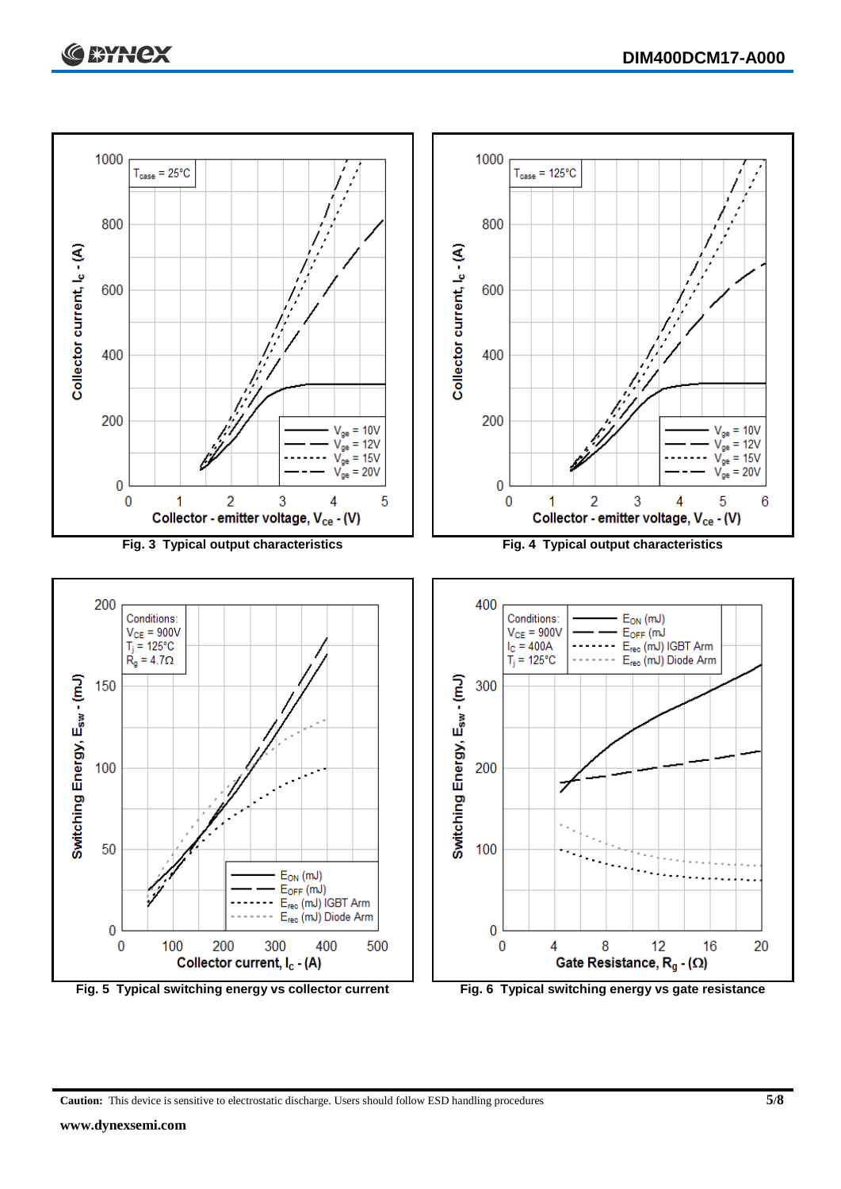Fig. 3 Typical output characteristics

Fig. 4 Typical output characteristics

Fig. 5 Typical switching energy vs collector current

Fig. 6 Typical switching energy vs gate resistance

**Caution:** This device is sensitive to electrostatic discharge. Users should follow ESD handling procedures

**www.dynexsemi.com**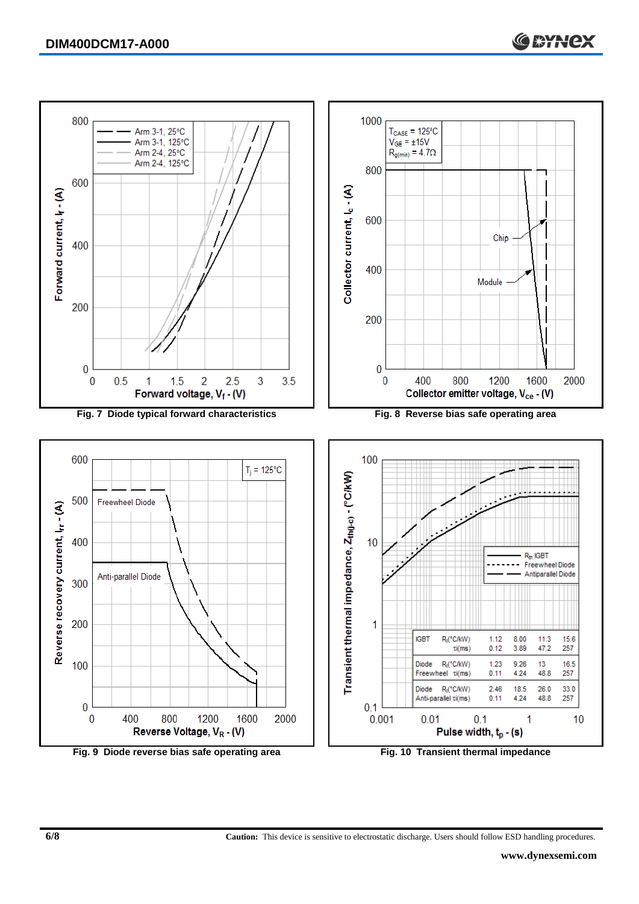Fig. 7 Diode typical forward characteristics

Fig. 8 Reverse bias safe operating area

Fig. 9 Diode reverse bias safe operating area

| | | | | | |
|---|---|---|---|---|---|
| IGBT | $R_i$(°C/kW) | 1.12 | 8.00 | 11.3 | 15.6 |
| | τi(ms) | 0.12 | 3.89 | 47.2 | 257 |
| Diode Freewheel | $R_i$(°C/kW) | 1.23 | 9.26 | 13 | 16.5 |
| | τi(ms) | 0.11 | 4.24 | 48.8 | 257 |
| Diode Anti-parallel | $R_i$(°C/kW) | 2.46 | 18.5 | 26.0 | 33.0 |
| | τi(ms) | 0.11 | 4.24 | 48.8 | 257 |

Fig. 10 Transient thermal impedance

**Caution:** This device is sensitive to electrostatic discharge. Users should follow ESD handling procedures.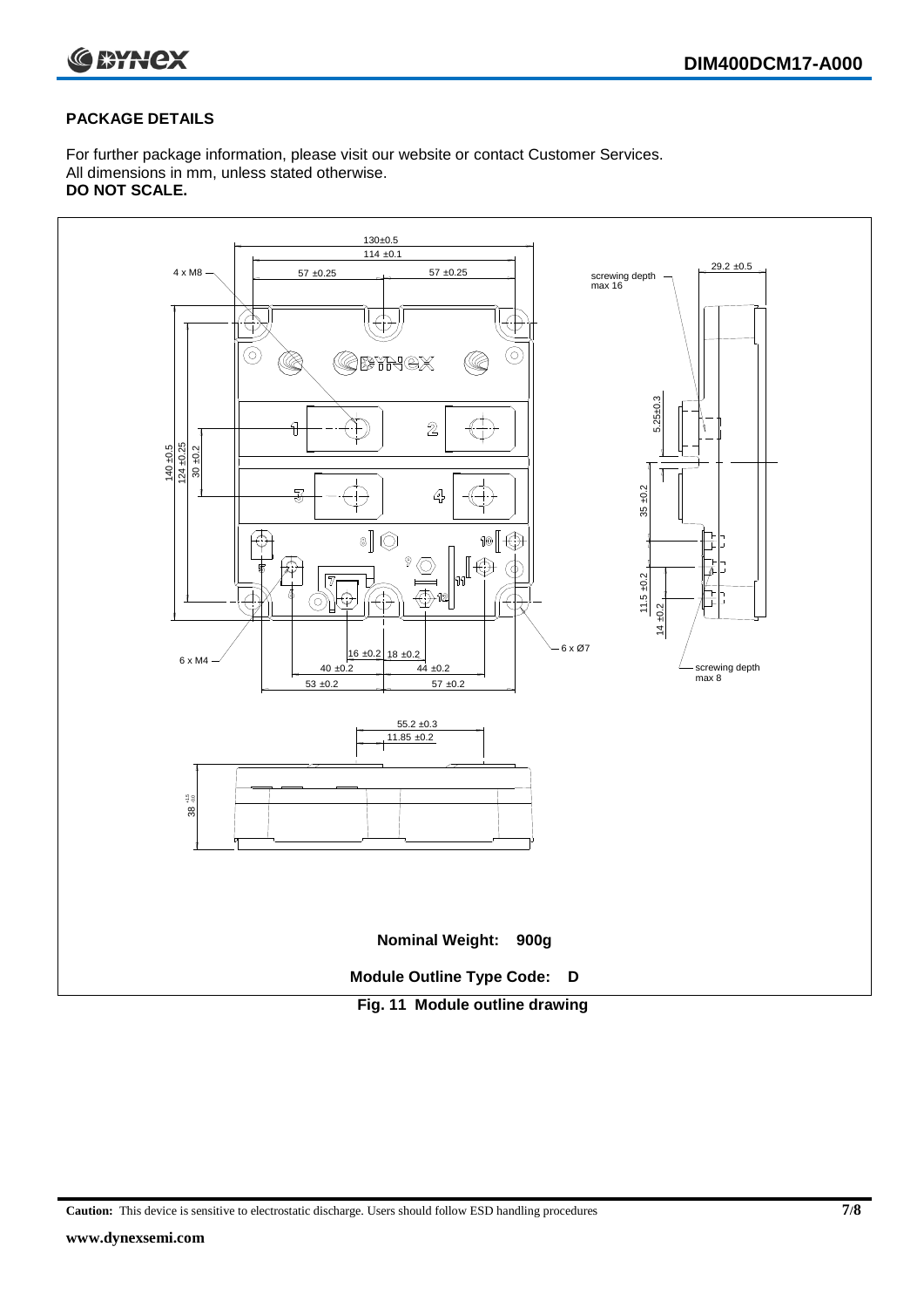## PACKAGE DETAILS

For further package information, please visit our website or contact Customer Services.
All dimensions in mm, unless stated otherwise.
**DO NOT SCALE.**

**Nominal Weight: 900g**

**Module Outline Type Code: D**

**Fig. 11 Module outline drawing**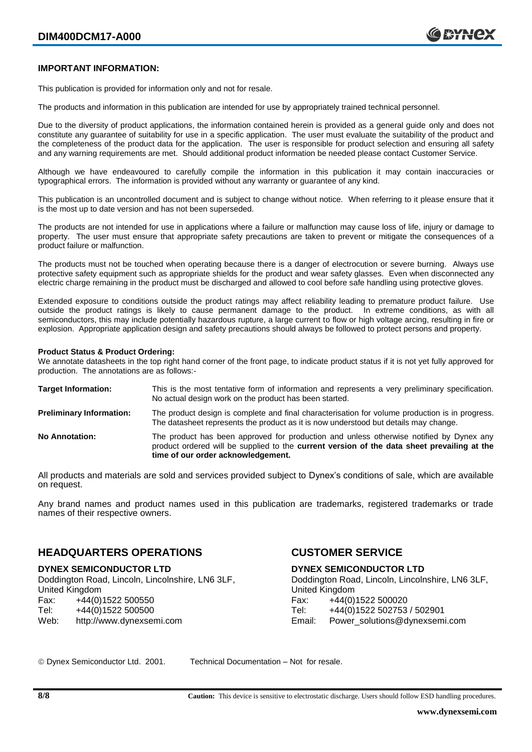**IMPORTANT INFORMATION:**

This publication is provided for information only and not for resale.

The products and information in this publication are intended for use by appropriately trained technical personnel.

Due to the diversity of product applications, the information contained herein is provided as a general guide only and does not constitute any guarantee of suitability for use in a specific application. The user must evaluate the suitability of the product and the completeness of the product data for the application. The user is responsible for product selection and ensuring all safety and any warning requirements are met. Should additional product information be needed please contact Customer Service.

Although we have endeavoured to carefully compile the information in this publication it may contain inaccuracies or typographical errors. The information is provided without any warranty or guarantee of any kind.

This publication is an uncontrolled document and is subject to change without notice. When referring to it please ensure that it is the most up to date version and has not been superseded.

The products are not intended for use in applications where a failure or malfunction may cause loss of life, injury or damage to property. The user must ensure that appropriate safety precautions are taken to prevent or mitigate the consequences of a product failure or malfunction.

The products must not be touched when operating because there is a danger of electrocution or severe burning. Always use protective safety equipment such as appropriate shields for the product and wear safety glasses. Even when disconnected any electric charge remaining in the product must be discharged and allowed to cool before safe handling using protective gloves.

Extended exposure to conditions outside the product ratings may affect reliability leading to premature product failure. Use outside the product ratings is likely to cause permanent damage to the product. In extreme conditions, as with all semiconductors, this may include potentially hazardous rupture, a large current to flow or high voltage arcing, resulting in fire or explosion. Appropriate application design and safety precautions should always be followed to protect persons and property.

**Product Status & Product Ordering:**

We annotate datasheets in the top right hand corner of the front page, to indicate product status if it is not yet fully approved for production. The annotations are as follows:-

| | |
|---|---|
| **Target Information:** | This is the most tentative form of information and represents a very preliminary specification. No actual design work on the product has been started. |
| **Preliminary Information:** | The product design is complete and final characterisation for volume production is in progress. The datasheet represents the product as it is now understood but details may change. |
| **No Annotation:** | The product has been approved for production and unless otherwise notified by Dynex any product ordered will be supplied to the **current version of the data sheet prevailing at the time of our order acknowledgement.** |

All products and materials are sold and services provided subject to Dynex's conditions of sale, which are available on request.

Any brand names and product names used in this publication are trademarks, registered trademarks or trade names of their respective owners.

## HEADQUARTERS OPERATIONS

**DYNEX SEMICONDUCTOR LTD**

Doddington Road, Lincoln, Lincolnshire, LN6 3LF,
United Kingdom
Fax: +44(0)1522 500550
Tel: +44(0)1522 500500
Web: http://www.dynexsemi.com

## CUSTOMER SERVICE

**DYNEX SEMICONDUCTOR LTD**

Doddington Road, Lincoln, Lincolnshire, LN6 3LF,
United Kingdom
Fax: +44(0)1522 500020
Tel: +44(0)1522 502753 / 502901
Email: Power_solutions@dynexsemi.com

© Dynex Semiconductor Ltd. 2001. Technical Documentation – Not for resale.

**Caution:** This device is sensitive to electrostatic discharge. Users should follow ESD handling procedures.